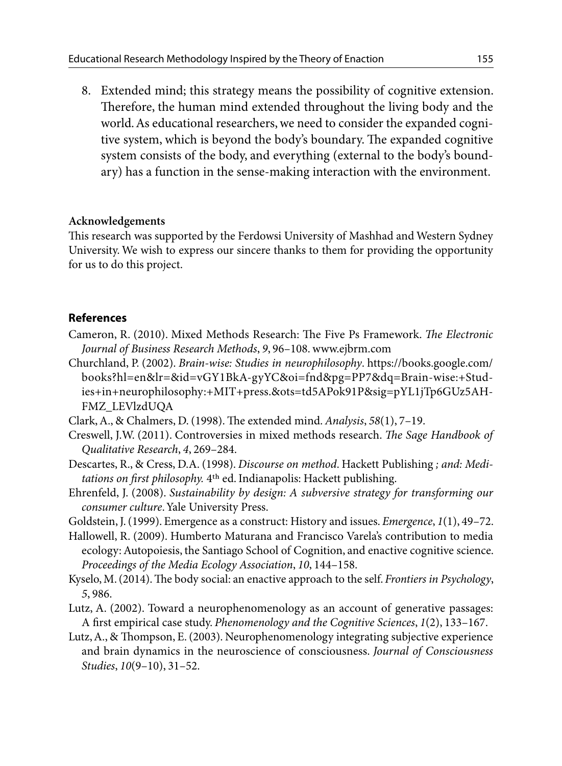8. Extended mind; this strategy means the possibility of cognitive extension. Therefore, the human mind extended throughout the living body and the world. As educational researchers, we need to consider the expanded cognitive system, which is beyond the body's boundary. The expanded cognitive system consists of the body, and everything (external to the body's boundary) has a function in the sense-making interaction with the environment.

**Acknowledgements**

This research was supported by the Ferdowsi University of Mashhad and Western Sydney University. We wish to express our sincere thanks to them for providing the opportunity for us to do this project.

## References

Cameron, R. (2010). Mixed Methods Research: The Five Ps Framework. *The Electronic Journal of Business Research Methods*, *9*, 96–108. www.ejbrm.com

Churchland, P. (2002). *Brain-wise: Studies in neurophilosophy*. https://books.google.com/books?hl=en&lr=&id=vGY1BkA-gyYC&oi=fnd&pg=PP7&dq=Brain-wise:+Studies+in+neurophilosophy:+MIT+press.&ots=td5APok91P&sig=pYL1jTp6GUz5AH-FMZ_LEVlzdUQA

Clark, A., & Chalmers, D. (1998). The extended mind. *Analysis*, *58*(1), 7–19.

Creswell, J.W. (2011). Controversies in mixed methods research. *The Sage Handbook of Qualitative Research*, *4*, 269–284.

Descartes, R., & Cress, D.A. (1998). *Discourse on method*. Hackett Publishing *; and: Meditations on first philosophy.* 4th ed. Indianapolis: Hackett publishing.

Ehrenfeld, J. (2008). *Sustainability by design: A subversive strategy for transforming our consumer culture*. Yale University Press.

Goldstein, J. (1999). Emergence as a construct: History and issues. *Emergence*, *1*(1), 49–72.

Hallowell, R. (2009). Humberto Maturana and Francisco Varela's contribution to media ecology: Autopoiesis, the Santiago School of Cognition, and enactive cognitive science. *Proceedings of the Media Ecology Association*, *10*, 144–158.

Kyselo, M. (2014). The body social: an enactive approach to the self. *Frontiers in Psychology*, *5*, 986.

Lutz, A. (2002). Toward a neurophenomenology as an account of generative passages: A first empirical case study. *Phenomenology and the Cognitive Sciences*, *1*(2), 133–167.

Lutz, A., & Thompson, E. (2003). Neurophenomenology integrating subjective experience and brain dynamics in the neuroscience of consciousness. *Journal of Consciousness Studies*, *10*(9–10), 31–52.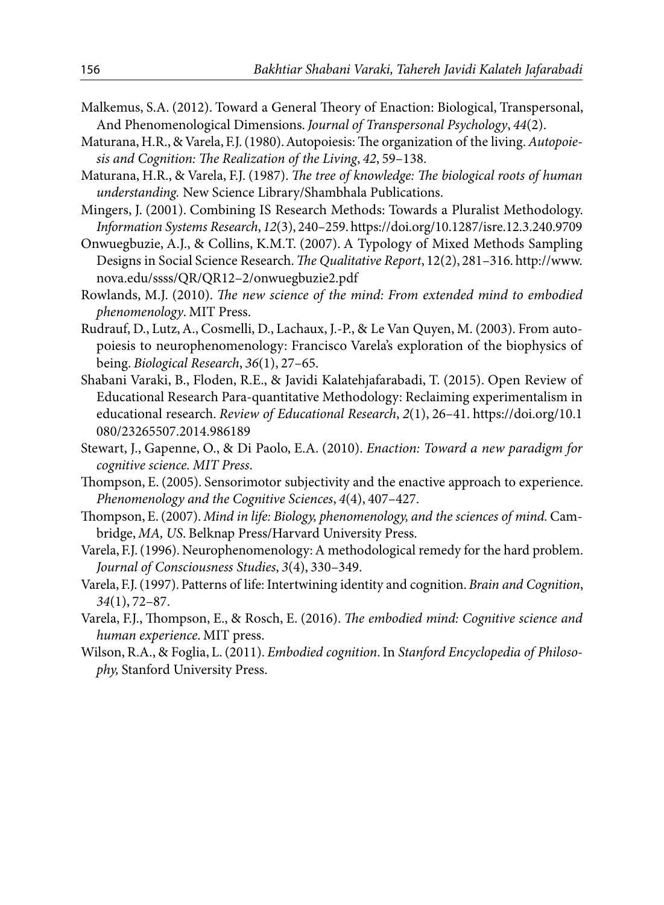Malkemus, S.A. (2012). Toward a General Theory of Enaction: Biological, Transpersonal, And Phenomenological Dimensions. *Journal of Transpersonal Psychology*, *44*(2).

Maturana, H.R., & Varela, F.J. (1980). Autopoiesis: The organization of the living. *Autopoiesis and Cognition: The Realization of the Living*, *42*, 59–138.

Maturana, H.R., & Varela, F.J. (1987). *The tree of knowledge: The biological roots of human understanding.* New Science Library/Shambhala Publications.

Mingers, J. (2001). Combining IS Research Methods: Towards a Pluralist Methodology. *Information Systems Research*, *12*(3), 240–259. https://doi.org/10.1287/isre.12.3.240.9709

Onwuegbuzie, A.J., & Collins, K.M.T. (2007). A Typology of Mixed Methods Sampling Designs in Social Science Research. *The Qualitative Report*, 12(2), 281–316. http://www.nova.edu/ssss/QR/QR12–2/onwuegbuzie2.pdf

Rowlands, M.J. (2010). *The new science of the mind: From extended mind to embodied phenomenology*. MIT Press.

Rudrauf, D., Lutz, A., Cosmelli, D., Lachaux, J.-P., & Le Van Quyen, M. (2003). From autopoiesis to neurophenomenology: Francisco Varela's exploration of the biophysics of being. *Biological Research*, *36*(1), 27–65.

Shabani Varaki, B., Floden, R.E., & Javidi Kalatehjafarabadi, T. (2015). Open Review of Educational Research Para-quantitative Methodology: Reclaiming experimentalism in educational research. *Review of Educational Research*, *2*(1), 26–41. https://doi.org/10.1080/23265507.2014.986189

Stewart, J., Gapenne, O., & Di Paolo, E.A. (2010). *Enaction: Toward a new paradigm for cognitive science. MIT Press*.

Thompson, E. (2005). Sensorimotor subjectivity and the enactive approach to experience. *Phenomenology and the Cognitive Sciences*, *4*(4), 407–427.

Thompson, E. (2007). *Mind in life: Biology, phenomenology, and the sciences of mind.* Cambridge, *MA, US*. Belknap Press/Harvard University Press.

Varela, F.J. (1996). Neurophenomenology: A methodological remedy for the hard problem. *Journal of Consciousness Studies*, *3*(4), 330–349.

Varela, F.J. (1997). Patterns of life: Intertwining identity and cognition. *Brain and Cognition*, *34*(1), 72–87.

Varela, F.J., Thompson, E., & Rosch, E. (2016). *The embodied mind: Cognitive science and human experience*. MIT press.

Wilson, R.A., & Foglia, L. (2011). *Embodied cognition*. In *Stanford Encyclopedia of Philosophy,* Stanford University Press.